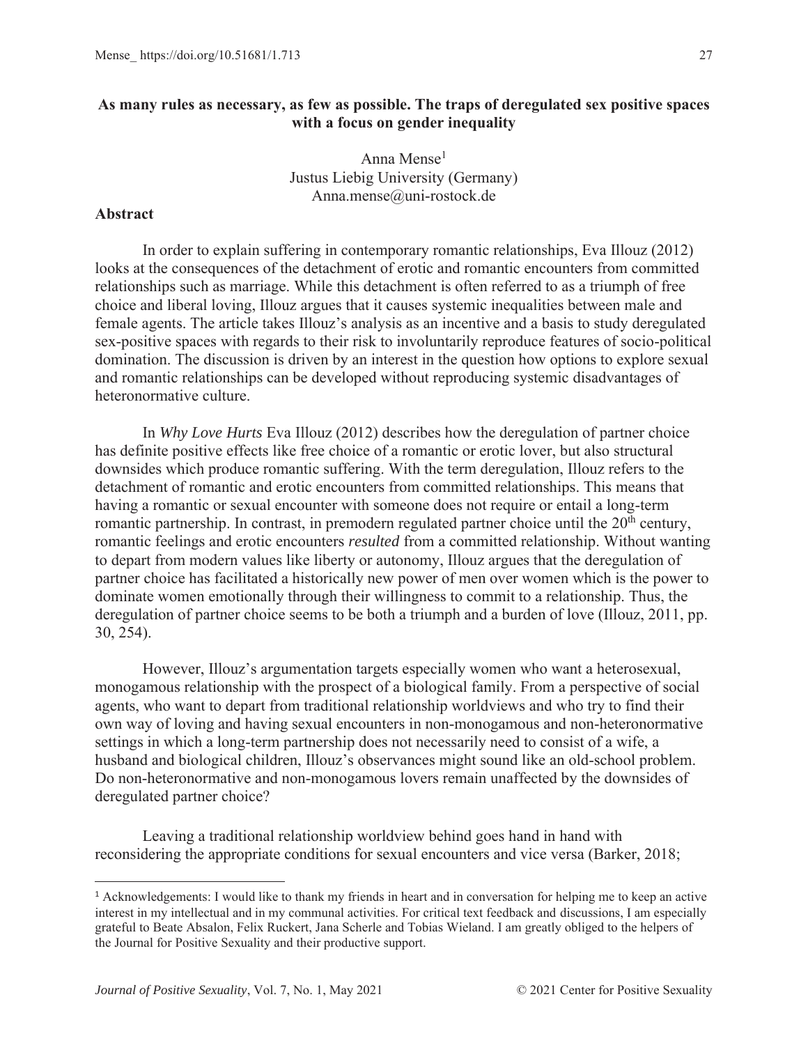# As many rules as necessary, as few as possible. The traps of deregulated sex positive spaces with a focus on gender inequality

Anna Mense[1]
Justus Liebig University (Germany)
Anna.mense@uni-rostock.de

## Abstract

In order to explain suffering in contemporary romantic relationships, Eva Illouz (2012) looks at the consequences of the detachment of erotic and romantic encounters from committed relationships such as marriage. While this detachment is often referred to as a triumph of free choice and liberal loving, Illouz argues that it causes systemic inequalities between male and female agents. The article takes Illouz's analysis as an incentive and a basis to study deregulated sex-positive spaces with regards to their risk to involuntarily reproduce features of socio-political domination. The discussion is driven by an interest in the question how options to explore sexual and romantic relationships can be developed without reproducing systemic disadvantages of heteronormative culture.

In *Why Love Hurts* Eva Illouz (2012) describes how the deregulation of partner choice has definite positive effects like free choice of a romantic or erotic lover, but also structural downsides which produce romantic suffering. With the term deregulation, Illouz refers to the detachment of romantic and erotic encounters from committed relationships. This means that having a romantic or sexual encounter with someone does not require or entail a long-term romantic partnership. In contrast, in premodern regulated partner choice until the 20th century, romantic feelings and erotic encounters *resulted* from a committed relationship. Without wanting to depart from modern values like liberty or autonomy, Illouz argues that the deregulation of partner choice has facilitated a historically new power of men over women which is the power to dominate women emotionally through their willingness to commit to a relationship. Thus, the deregulation of partner choice seems to be both a triumph and a burden of love (Illouz, 2011, pp. 30, 254).

However, Illouz's argumentation targets especially women who want a heterosexual, monogamous relationship with the prospect of a biological family. From a perspective of social agents, who want to depart from traditional relationship worldviews and who try to find their own way of loving and having sexual encounters in non-monogamous and non-heteronormative settings in which a long-term partnership does not necessarily need to consist of a wife, a husband and biological children, Illouz's observances might sound like an old-school problem. Do non-heteronormative and non-monogamous lovers remain unaffected by the downsides of deregulated partner choice?

Leaving a traditional relationship worldview behind goes hand in hand with reconsidering the appropriate conditions for sexual encounters and vice versa (Barker, 2018;

---

[1] Acknowledgements: I would like to thank my friends in heart and in conversation for helping me to keep an active interest in my intellectual and in my communal activities. For critical text feedback and discussions, I am especially grateful to Beate Absalon, Felix Ruckert, Jana Scherle and Tobias Wieland. I am greatly obliged to the helpers of the Journal for Positive Sexuality and their productive support.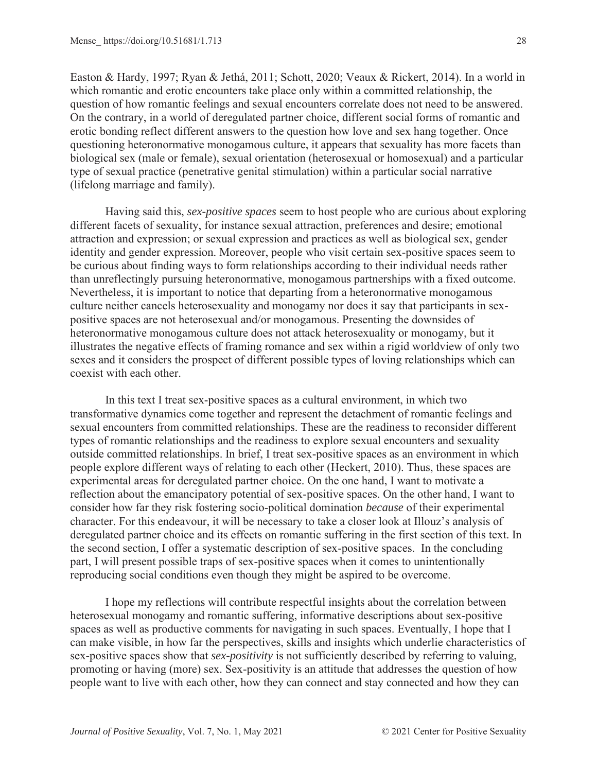Easton & Hardy, 1997; Ryan & Jethá, 2011; Schott, 2020; Veaux & Rickert, 2014). In a world in which romantic and erotic encounters take place only within a committed relationship, the question of how romantic feelings and sexual encounters correlate does not need to be answered. On the contrary, in a world of deregulated partner choice, different social forms of romantic and erotic bonding reflect different answers to the question how love and sex hang together. Once questioning heteronormative monogamous culture, it appears that sexuality has more facets than biological sex (male or female), sexual orientation (heterosexual or homosexual) and a particular type of sexual practice (penetrative genital stimulation) within a particular social narrative (lifelong marriage and family).

Having said this, *sex-positive spaces* seem to host people who are curious about exploring different facets of sexuality, for instance sexual attraction, preferences and desire; emotional attraction and expression; or sexual expression and practices as well as biological sex, gender identity and gender expression. Moreover, people who visit certain sex-positive spaces seem to be curious about finding ways to form relationships according to their individual needs rather than unreflectingly pursuing heteronormative, monogamous partnerships with a fixed outcome. Nevertheless, it is important to notice that departing from a heteronormative monogamous culture neither cancels heterosexuality and monogamy nor does it say that participants in sex-positive spaces are not heterosexual and/or monogamous. Presenting the downsides of heteronormative monogamous culture does not attack heterosexuality or monogamy, but it illustrates the negative effects of framing romance and sex within a rigid worldview of only two sexes and it considers the prospect of different possible types of loving relationships which can coexist with each other.

In this text I treat sex-positive spaces as a cultural environment, in which two transformative dynamics come together and represent the detachment of romantic feelings and sexual encounters from committed relationships. These are the readiness to reconsider different types of romantic relationships and the readiness to explore sexual encounters and sexuality outside committed relationships. In brief, I treat sex-positive spaces as an environment in which people explore different ways of relating to each other (Heckert, 2010). Thus, these spaces are experimental areas for deregulated partner choice. On the one hand, I want to motivate a reflection about the emancipatory potential of sex-positive spaces. On the other hand, I want to consider how far they risk fostering socio-political domination *because* of their experimental character. For this endeavour, it will be necessary to take a closer look at Illouz's analysis of deregulated partner choice and its effects on romantic suffering in the first section of this text. In the second section, I offer a systematic description of sex-positive spaces. In the concluding part, I will present possible traps of sex-positive spaces when it comes to unintentionally reproducing social conditions even though they might be aspired to be overcome.

I hope my reflections will contribute respectful insights about the correlation between heterosexual monogamy and romantic suffering, informative descriptions about sex-positive spaces as well as productive comments for navigating in such spaces. Eventually, I hope that I can make visible, in how far the perspectives, skills and insights which underlie characteristics of sex-positive spaces show that *sex-positivity* is not sufficiently described by referring to valuing, promoting or having (more) sex. Sex-positivity is an attitude that addresses the question of how people want to live with each other, how they can connect and stay connected and how they can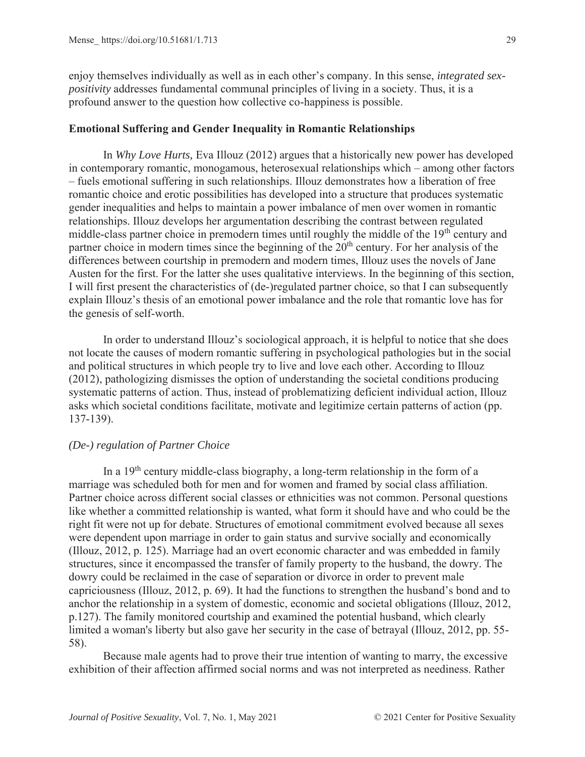enjoy themselves individually as well as in each other's company. In this sense, *integrated sex-positivity* addresses fundamental communal principles of living in a society. Thus, it is a profound answer to the question how collective co-happiness is possible.

## Emotional Suffering and Gender Inequality in Romantic Relationships

In *Why Love Hurts,* Eva Illouz (2012) argues that a historically new power has developed in contemporary romantic, monogamous, heterosexual relationships which – among other factors – fuels emotional suffering in such relationships. Illouz demonstrates how a liberation of free romantic choice and erotic possibilities has developed into a structure that produces systematic gender inequalities and helps to maintain a power imbalance of men over women in romantic relationships. Illouz develops her argumentation describing the contrast between regulated middle-class partner choice in premodern times until roughly the middle of the 19th century and partner choice in modern times since the beginning of the 20th century. For her analysis of the differences between courtship in premodern and modern times, Illouz uses the novels of Jane Austen for the first. For the latter she uses qualitative interviews. In the beginning of this section, I will first present the characteristics of (de-)regulated partner choice, so that I can subsequently explain Illouz's thesis of an emotional power imbalance and the role that romantic love has for the genesis of self-worth.

In order to understand Illouz's sociological approach, it is helpful to notice that she does not locate the causes of modern romantic suffering in psychological pathologies but in the social and political structures in which people try to live and love each other. According to Illouz (2012), pathologizing dismisses the option of understanding the societal conditions producing systematic patterns of action. Thus, instead of problematizing deficient individual action, Illouz asks which societal conditions facilitate, motivate and legitimize certain patterns of action (pp. 137-139).

### *(De-) regulation of Partner Choice*

In a 19th century middle-class biography, a long-term relationship in the form of a marriage was scheduled both for men and for women and framed by social class affiliation. Partner choice across different social classes or ethnicities was not common. Personal questions like whether a committed relationship is wanted, what form it should have and who could be the right fit were not up for debate. Structures of emotional commitment evolved because all sexes were dependent upon marriage in order to gain status and survive socially and economically (Illouz, 2012, p. 125). Marriage had an overt economic character and was embedded in family structures, since it encompassed the transfer of family property to the husband, the dowry. The dowry could be reclaimed in the case of separation or divorce in order to prevent male capriciousness (Illouz, 2012, p. 69). It had the functions to strengthen the husband's bond and to anchor the relationship in a system of domestic, economic and societal obligations (Illouz, 2012, p.127). The family monitored courtship and examined the potential husband, which clearly limited a woman's liberty but also gave her security in the case of betrayal (Illouz, 2012, pp. 55-58).

Because male agents had to prove their true intention of wanting to marry, the excessive exhibition of their affection affirmed social norms and was not interpreted as neediness. Rather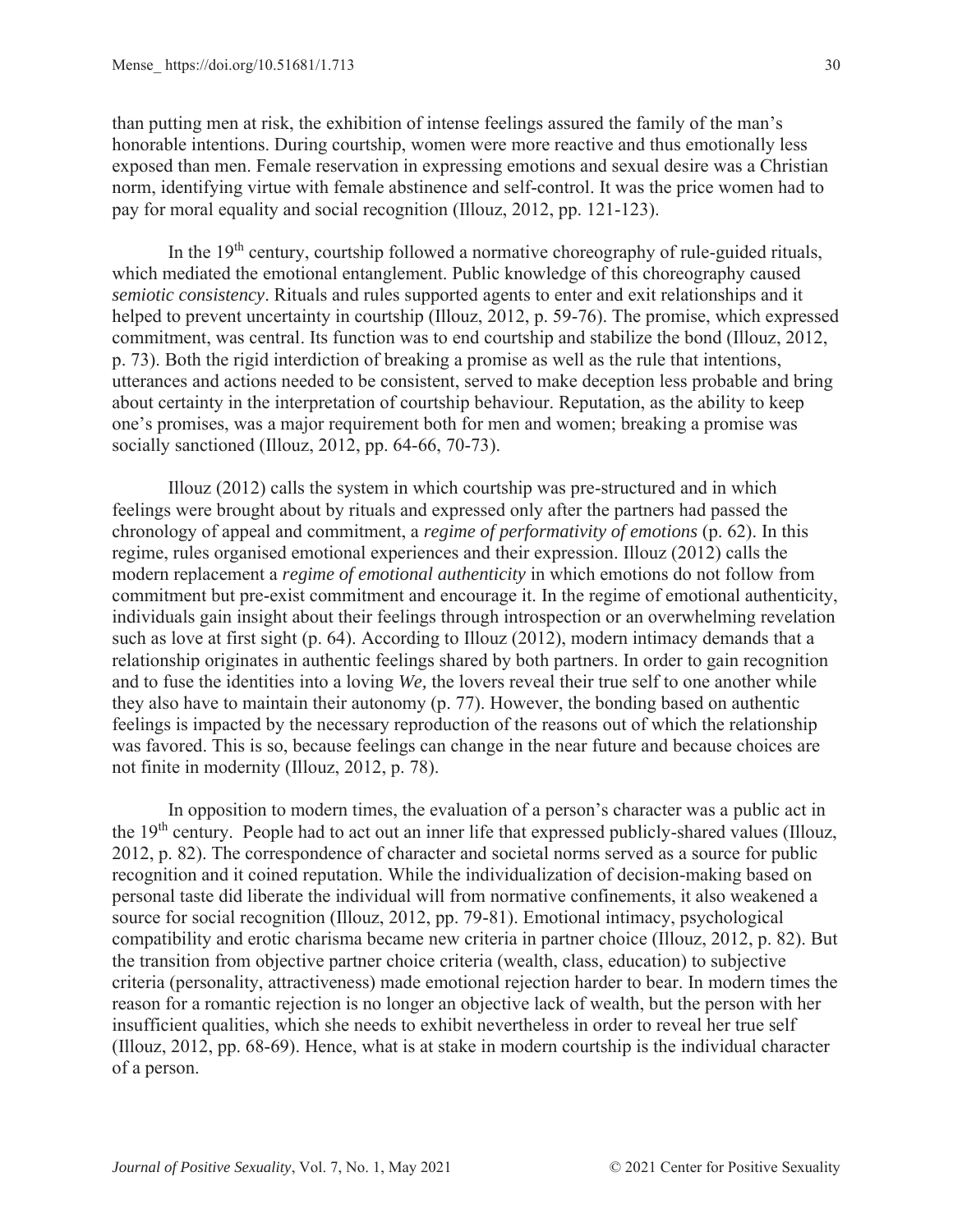than putting men at risk, the exhibition of intense feelings assured the family of the man's honorable intentions. During courtship, women were more reactive and thus emotionally less exposed than men. Female reservation in expressing emotions and sexual desire was a Christian norm, identifying virtue with female abstinence and self-control. It was the price women had to pay for moral equality and social recognition (Illouz, 2012, pp. 121-123).

In the 19th century, courtship followed a normative choreography of rule-guided rituals, which mediated the emotional entanglement. Public knowledge of this choreography caused *semiotic consistency*. Rituals and rules supported agents to enter and exit relationships and it helped to prevent uncertainty in courtship (Illouz, 2012, p. 59-76). The promise, which expressed commitment, was central. Its function was to end courtship and stabilize the bond (Illouz, 2012, p. 73). Both the rigid interdiction of breaking a promise as well as the rule that intentions, utterances and actions needed to be consistent, served to make deception less probable and bring about certainty in the interpretation of courtship behaviour. Reputation, as the ability to keep one's promises, was a major requirement both for men and women; breaking a promise was socially sanctioned (Illouz, 2012, pp. 64-66, 70-73).

Illouz (2012) calls the system in which courtship was pre-structured and in which feelings were brought about by rituals and expressed only after the partners had passed the chronology of appeal and commitment, a *regime of performativity of emotions* (p. 62). In this regime, rules organised emotional experiences and their expression. Illouz (2012) calls the modern replacement a *regime of emotional authenticity* in which emotions do not follow from commitment but pre-exist commitment and encourage it. In the regime of emotional authenticity, individuals gain insight about their feelings through introspection or an overwhelming revelation such as love at first sight (p. 64). According to Illouz (2012), modern intimacy demands that a relationship originates in authentic feelings shared by both partners. In order to gain recognition and to fuse the identities into a loving *We,* the lovers reveal their true self to one another while they also have to maintain their autonomy (p. 77). However, the bonding based on authentic feelings is impacted by the necessary reproduction of the reasons out of which the relationship was favored. This is so, because feelings can change in the near future and because choices are not finite in modernity (Illouz, 2012, p. 78).

In opposition to modern times, the evaluation of a person's character was a public act in the 19th century. People had to act out an inner life that expressed publicly-shared values (Illouz, 2012, p. 82). The correspondence of character and societal norms served as a source for public recognition and it coined reputation. While the individualization of decision-making based on personal taste did liberate the individual will from normative confinements, it also weakened a source for social recognition (Illouz, 2012, pp. 79-81). Emotional intimacy, psychological compatibility and erotic charisma became new criteria in partner choice (Illouz, 2012, p. 82). But the transition from objective partner choice criteria (wealth, class, education) to subjective criteria (personality, attractiveness) made emotional rejection harder to bear. In modern times the reason for a romantic rejection is no longer an objective lack of wealth, but the person with her insufficient qualities, which she needs to exhibit nevertheless in order to reveal her true self (Illouz, 2012, pp. 68-69). Hence, what is at stake in modern courtship is the individual character of a person.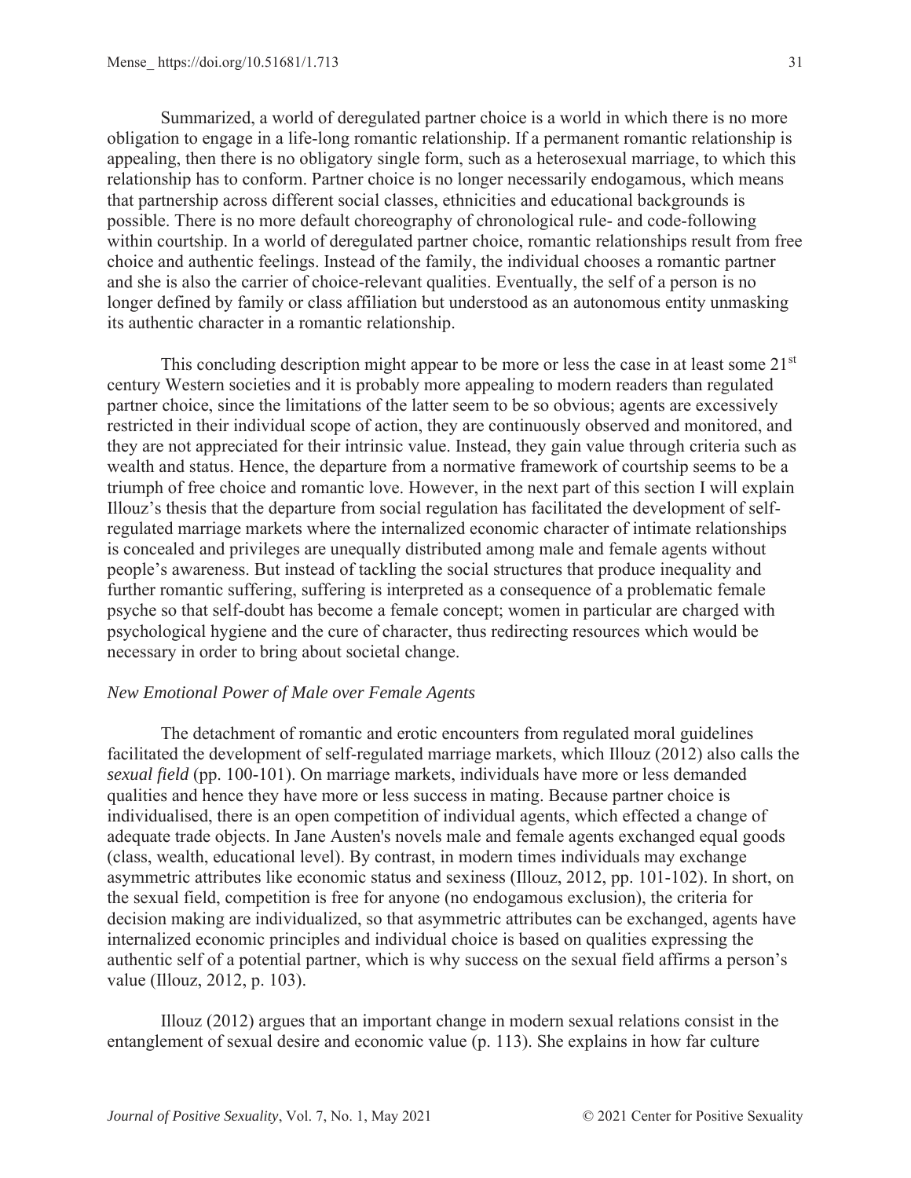Summarized, a world of deregulated partner choice is a world in which there is no more obligation to engage in a life-long romantic relationship. If a permanent romantic relationship is appealing, then there is no obligatory single form, such as a heterosexual marriage, to which this relationship has to conform. Partner choice is no longer necessarily endogamous, which means that partnership across different social classes, ethnicities and educational backgrounds is possible. There is no more default choreography of chronological rule- and code-following within courtship. In a world of deregulated partner choice, romantic relationships result from free choice and authentic feelings. Instead of the family, the individual chooses a romantic partner and she is also the carrier of choice-relevant qualities. Eventually, the self of a person is no longer defined by family or class affiliation but understood as an autonomous entity unmasking its authentic character in a romantic relationship.

This concluding description might appear to be more or less the case in at least some 21st century Western societies and it is probably more appealing to modern readers than regulated partner choice, since the limitations of the latter seem to be so obvious; agents are excessively restricted in their individual scope of action, they are continuously observed and monitored, and they are not appreciated for their intrinsic value. Instead, they gain value through criteria such as wealth and status. Hence, the departure from a normative framework of courtship seems to be a triumph of free choice and romantic love. However, in the next part of this section I will explain Illouz's thesis that the departure from social regulation has facilitated the development of self-regulated marriage markets where the internalized economic character of intimate relationships is concealed and privileges are unequally distributed among male and female agents without people's awareness. But instead of tackling the social structures that produce inequality and further romantic suffering, suffering is interpreted as a consequence of a problematic female psyche so that self-doubt has become a female concept; women in particular are charged with psychological hygiene and the cure of character, thus redirecting resources which would be necessary in order to bring about societal change.

*New Emotional Power of Male over Female Agents*

The detachment of romantic and erotic encounters from regulated moral guidelines facilitated the development of self-regulated marriage markets, which Illouz (2012) also calls the *sexual field* (pp. 100-101). On marriage markets, individuals have more or less demanded qualities and hence they have more or less success in mating. Because partner choice is individualised, there is an open competition of individual agents, which effected a change of adequate trade objects. In Jane Austen's novels male and female agents exchanged equal goods (class, wealth, educational level). By contrast, in modern times individuals may exchange asymmetric attributes like economic status and sexiness (Illouz, 2012, pp. 101-102). In short, on the sexual field, competition is free for anyone (no endogamous exclusion), the criteria for decision making are individualized, so that asymmetric attributes can be exchanged, agents have internalized economic principles and individual choice is based on qualities expressing the authentic self of a potential partner, which is why success on the sexual field affirms a person's value (Illouz, 2012, p. 103).

Illouz (2012) argues that an important change in modern sexual relations consist in the entanglement of sexual desire and economic value (p. 113). She explains in how far culture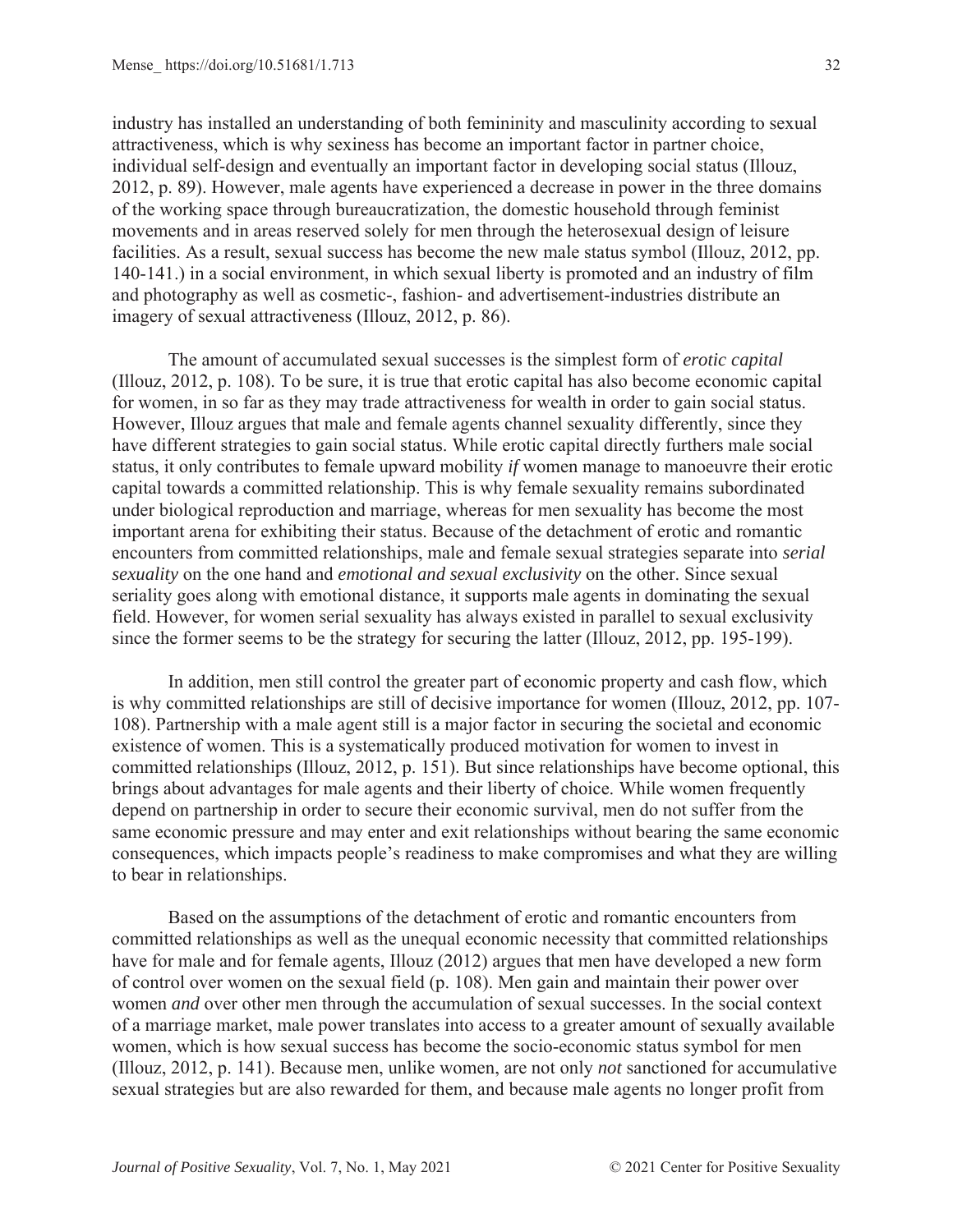industry has installed an understanding of both femininity and masculinity according to sexual attractiveness, which is why sexiness has become an important factor in partner choice, individual self-design and eventually an important factor in developing social status (Illouz, 2012, p. 89). However, male agents have experienced a decrease in power in the three domains of the working space through bureaucratization, the domestic household through feminist movements and in areas reserved solely for men through the heterosexual design of leisure facilities. As a result, sexual success has become the new male status symbol (Illouz, 2012, pp. 140-141.) in a social environment, in which sexual liberty is promoted and an industry of film and photography as well as cosmetic-, fashion- and advertisement-industries distribute an imagery of sexual attractiveness (Illouz, 2012, p. 86).

The amount of accumulated sexual successes is the simplest form of *erotic capital* (Illouz, 2012, p. 108). To be sure, it is true that erotic capital has also become economic capital for women, in so far as they may trade attractiveness for wealth in order to gain social status. However, Illouz argues that male and female agents channel sexuality differently, since they have different strategies to gain social status. While erotic capital directly furthers male social status, it only contributes to female upward mobility *if* women manage to manoeuvre their erotic capital towards a committed relationship. This is why female sexuality remains subordinated under biological reproduction and marriage, whereas for men sexuality has become the most important arena for exhibiting their status. Because of the detachment of erotic and romantic encounters from committed relationships, male and female sexual strategies separate into *serial sexuality* on the one hand and *emotional and sexual exclusivity* on the other. Since sexual seriality goes along with emotional distance, it supports male agents in dominating the sexual field. However, for women serial sexuality has always existed in parallel to sexual exclusivity since the former seems to be the strategy for securing the latter (Illouz, 2012, pp. 195-199).

In addition, men still control the greater part of economic property and cash flow, which is why committed relationships are still of decisive importance for women (Illouz, 2012, pp. 107-108). Partnership with a male agent still is a major factor in securing the societal and economic existence of women. This is a systematically produced motivation for women to invest in committed relationships (Illouz, 2012, p. 151). But since relationships have become optional, this brings about advantages for male agents and their liberty of choice. While women frequently depend on partnership in order to secure their economic survival, men do not suffer from the same economic pressure and may enter and exit relationships without bearing the same economic consequences, which impacts people's readiness to make compromises and what they are willing to bear in relationships.

Based on the assumptions of the detachment of erotic and romantic encounters from committed relationships as well as the unequal economic necessity that committed relationships have for male and for female agents, Illouz (2012) argues that men have developed a new form of control over women on the sexual field (p. 108). Men gain and maintain their power over women *and* over other men through the accumulation of sexual successes. In the social context of a marriage market, male power translates into access to a greater amount of sexually available women, which is how sexual success has become the socio-economic status symbol for men (Illouz, 2012, p. 141). Because men, unlike women, are not only *not* sanctioned for accumulative sexual strategies but are also rewarded for them, and because male agents no longer profit from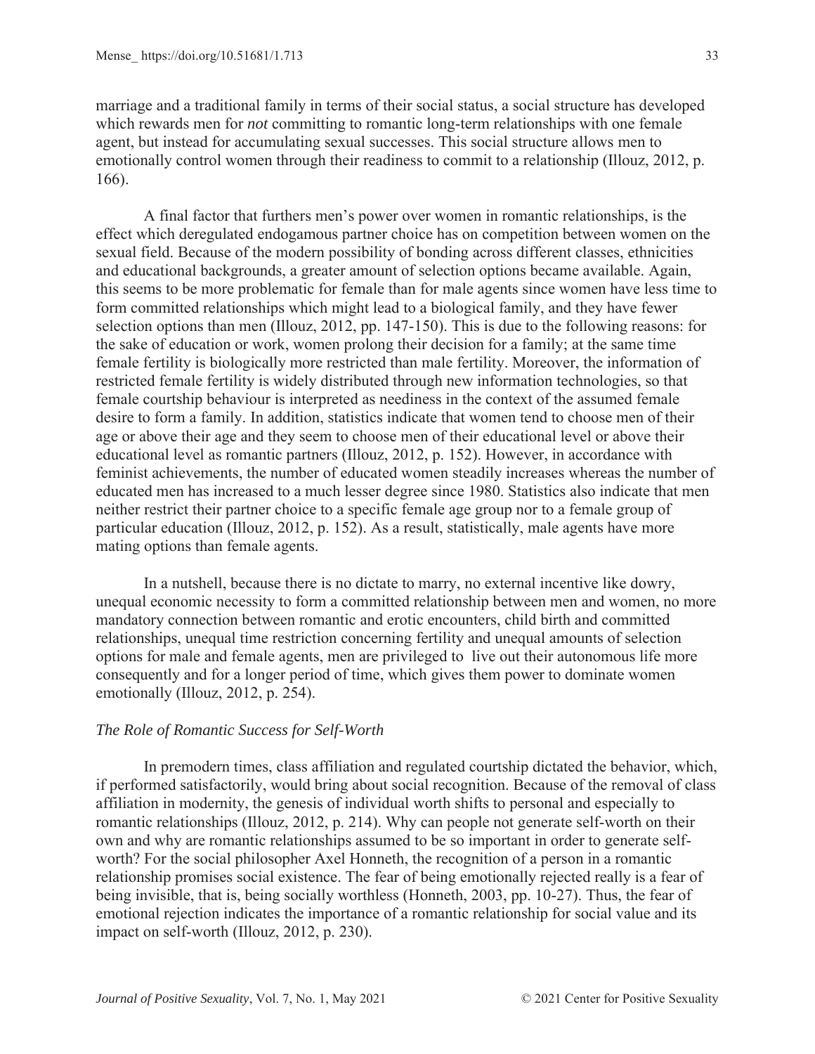marriage and a traditional family in terms of their social status, a social structure has developed which rewards men for *not* committing to romantic long-term relationships with one female agent, but instead for accumulating sexual successes. This social structure allows men to emotionally control women through their readiness to commit to a relationship (Illouz, 2012, p. 166).

A final factor that furthers men's power over women in romantic relationships, is the effect which deregulated endogamous partner choice has on competition between women on the sexual field. Because of the modern possibility of bonding across different classes, ethnicities and educational backgrounds, a greater amount of selection options became available. Again, this seems to be more problematic for female than for male agents since women have less time to form committed relationships which might lead to a biological family, and they have fewer selection options than men (Illouz, 2012, pp. 147-150). This is due to the following reasons: for the sake of education or work, women prolong their decision for a family; at the same time female fertility is biologically more restricted than male fertility. Moreover, the information of restricted female fertility is widely distributed through new information technologies, so that female courtship behaviour is interpreted as neediness in the context of the assumed female desire to form a family. In addition, statistics indicate that women tend to choose men of their age or above their age and they seem to choose men of their educational level or above their educational level as romantic partners (Illouz, 2012, p. 152). However, in accordance with feminist achievements, the number of educated women steadily increases whereas the number of educated men has increased to a much lesser degree since 1980. Statistics also indicate that men neither restrict their partner choice to a specific female age group nor to a female group of particular education (Illouz, 2012, p. 152). As a result, statistically, male agents have more mating options than female agents.

In a nutshell, because there is no dictate to marry, no external incentive like dowry, unequal economic necessity to form a committed relationship between men and women, no more mandatory connection between romantic and erotic encounters, child birth and committed relationships, unequal time restriction concerning fertility and unequal amounts of selection options for male and female agents, men are privileged to live out their autonomous life more consequently and for a longer period of time, which gives them power to dominate women emotionally (Illouz, 2012, p. 254).

### *The Role of Romantic Success for Self-Worth*

In premodern times, class affiliation and regulated courtship dictated the behavior, which, if performed satisfactorily, would bring about social recognition. Because of the removal of class affiliation in modernity, the genesis of individual worth shifts to personal and especially to romantic relationships (Illouz, 2012, p. 214). Why can people not generate self-worth on their own and why are romantic relationships assumed to be so important in order to generate self-worth? For the social philosopher Axel Honneth, the recognition of a person in a romantic relationship promises social existence. The fear of being emotionally rejected really is a fear of being invisible, that is, being socially worthless (Honneth, 2003, pp. 10-27). Thus, the fear of emotional rejection indicates the importance of a romantic relationship for social value and its impact on self-worth (Illouz, 2012, p. 230).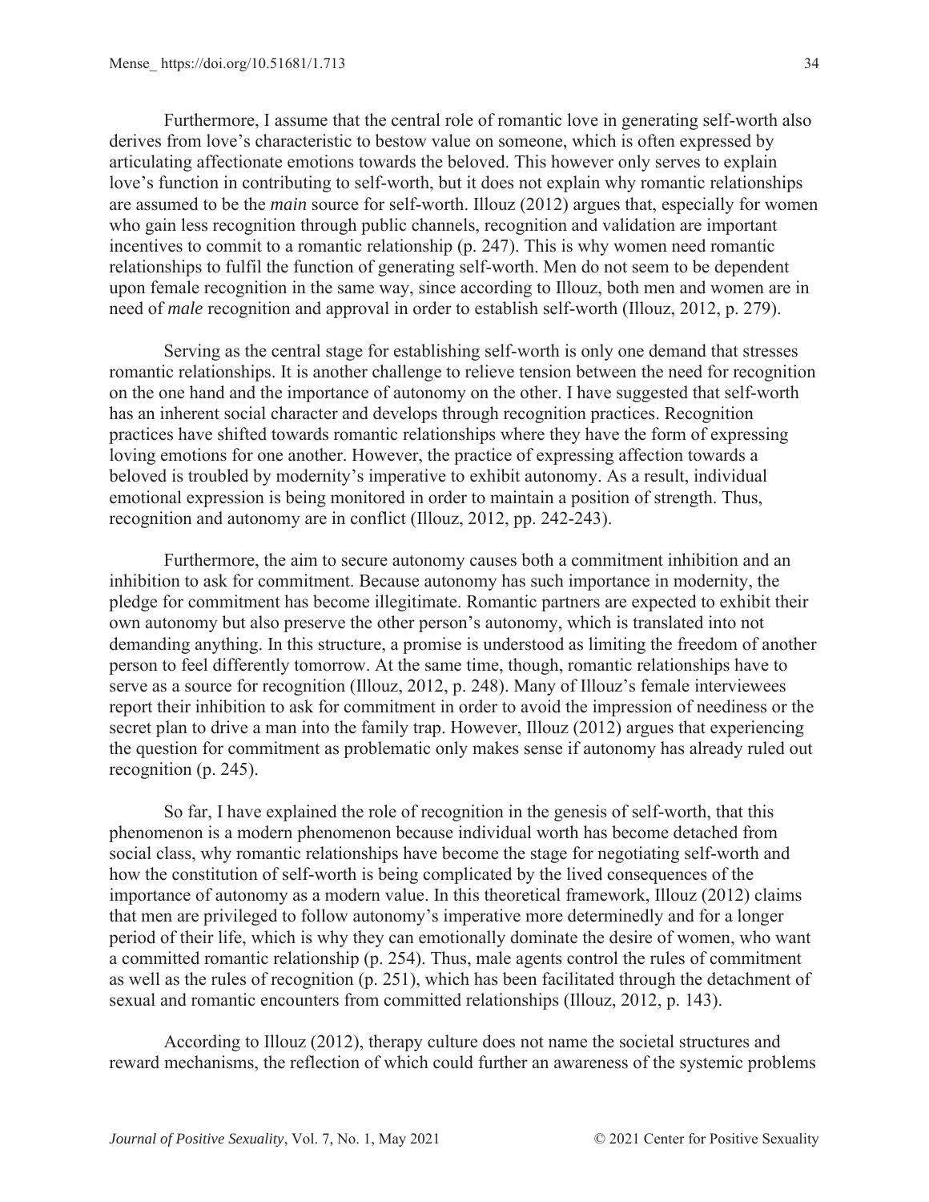Furthermore, I assume that the central role of romantic love in generating self-worth also derives from love's characteristic to bestow value on someone, which is often expressed by articulating affectionate emotions towards the beloved. This however only serves to explain love's function in contributing to self-worth, but it does not explain why romantic relationships are assumed to be the *main* source for self-worth. Illouz (2012) argues that, especially for women who gain less recognition through public channels, recognition and validation are important incentives to commit to a romantic relationship (p. 247). This is why women need romantic relationships to fulfil the function of generating self-worth. Men do not seem to be dependent upon female recognition in the same way, since according to Illouz, both men and women are in need of *male* recognition and approval in order to establish self-worth (Illouz, 2012, p. 279).

Serving as the central stage for establishing self-worth is only one demand that stresses romantic relationships. It is another challenge to relieve tension between the need for recognition on the one hand and the importance of autonomy on the other. I have suggested that self-worth has an inherent social character and develops through recognition practices. Recognition practices have shifted towards romantic relationships where they have the form of expressing loving emotions for one another. However, the practice of expressing affection towards a beloved is troubled by modernity's imperative to exhibit autonomy. As a result, individual emotional expression is being monitored in order to maintain a position of strength. Thus, recognition and autonomy are in conflict (Illouz, 2012, pp. 242-243).

Furthermore, the aim to secure autonomy causes both a commitment inhibition and an inhibition to ask for commitment. Because autonomy has such importance in modernity, the pledge for commitment has become illegitimate. Romantic partners are expected to exhibit their own autonomy but also preserve the other person's autonomy, which is translated into not demanding anything. In this structure, a promise is understood as limiting the freedom of another person to feel differently tomorrow. At the same time, though, romantic relationships have to serve as a source for recognition (Illouz, 2012, p. 248). Many of Illouz's female interviewees report their inhibition to ask for commitment in order to avoid the impression of neediness or the secret plan to drive a man into the family trap. However, Illouz (2012) argues that experiencing the question for commitment as problematic only makes sense if autonomy has already ruled out recognition (p. 245).

So far, I have explained the role of recognition in the genesis of self-worth, that this phenomenon is a modern phenomenon because individual worth has become detached from social class, why romantic relationships have become the stage for negotiating self-worth and how the constitution of self-worth is being complicated by the lived consequences of the importance of autonomy as a modern value. In this theoretical framework, Illouz (2012) claims that men are privileged to follow autonomy's imperative more determinedly and for a longer period of their life, which is why they can emotionally dominate the desire of women, who want a committed romantic relationship (p. 254). Thus, male agents control the rules of commitment as well as the rules of recognition (p. 251), which has been facilitated through the detachment of sexual and romantic encounters from committed relationships (Illouz, 2012, p. 143).

According to Illouz (2012), therapy culture does not name the societal structures and reward mechanisms, the reflection of which could further an awareness of the systemic problems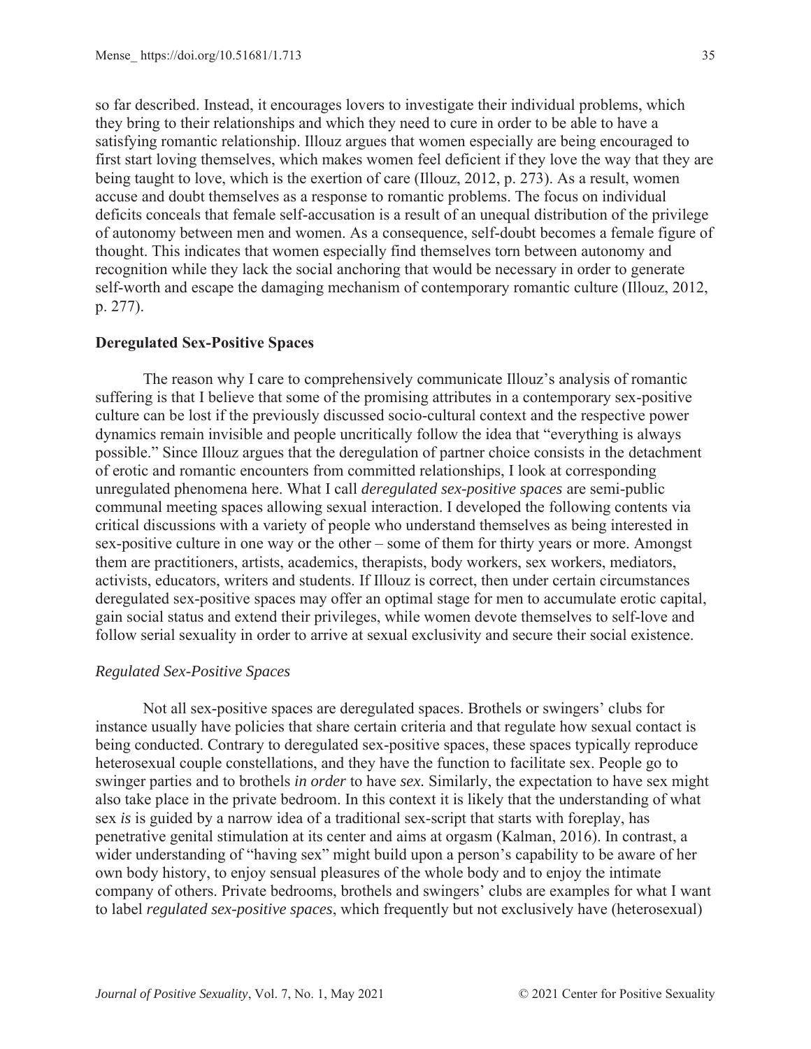so far described. Instead, it encourages lovers to investigate their individual problems, which they bring to their relationships and which they need to cure in order to be able to have a satisfying romantic relationship. Illouz argues that women especially are being encouraged to first start loving themselves, which makes women feel deficient if they love the way that they are being taught to love, which is the exertion of care (Illouz, 2012, p. 273). As a result, women accuse and doubt themselves as a response to romantic problems. The focus on individual deficits conceals that female self-accusation is a result of an unequal distribution of the privilege of autonomy between men and women. As a consequence, self-doubt becomes a female figure of thought. This indicates that women especially find themselves torn between autonomy and recognition while they lack the social anchoring that would be necessary in order to generate self-worth and escape the damaging mechanism of contemporary romantic culture (Illouz, 2012, p. 277).

## Deregulated Sex-Positive Spaces

The reason why I care to comprehensively communicate Illouz's analysis of romantic suffering is that I believe that some of the promising attributes in a contemporary sex-positive culture can be lost if the previously discussed socio-cultural context and the respective power dynamics remain invisible and people uncritically follow the idea that "everything is always possible." Since Illouz argues that the deregulation of partner choice consists in the detachment of erotic and romantic encounters from committed relationships, I look at corresponding unregulated phenomena here. What I call *deregulated sex-positive spaces* are semi-public communal meeting spaces allowing sexual interaction. I developed the following contents via critical discussions with a variety of people who understand themselves as being interested in sex-positive culture in one way or the other – some of them for thirty years or more. Amongst them are practitioners, artists, academics, therapists, body workers, sex workers, mediators, activists, educators, writers and students. If Illouz is correct, then under certain circumstances deregulated sex-positive spaces may offer an optimal stage for men to accumulate erotic capital, gain social status and extend their privileges, while women devote themselves to self-love and follow serial sexuality in order to arrive at sexual exclusivity and secure their social existence.

### *Regulated Sex-Positive Spaces*

Not all sex-positive spaces are deregulated spaces. Brothels or swingers' clubs for instance usually have policies that share certain criteria and that regulate how sexual contact is being conducted. Contrary to deregulated sex-positive spaces, these spaces typically reproduce heterosexual couple constellations, and they have the function to facilitate sex. People go to swinger parties and to brothels *in order* to have *sex.* Similarly, the expectation to have sex might also take place in the private bedroom. In this context it is likely that the understanding of what sex *is* is guided by a narrow idea of a traditional sex-script that starts with foreplay, has penetrative genital stimulation at its center and aims at orgasm (Kalman, 2016). In contrast, a wider understanding of "having sex" might build upon a person's capability to be aware of her own body history, to enjoy sensual pleasures of the whole body and to enjoy the intimate company of others. Private bedrooms, brothels and swingers' clubs are examples for what I want to label *regulated sex-positive spaces*, which frequently but not exclusively have (heterosexual)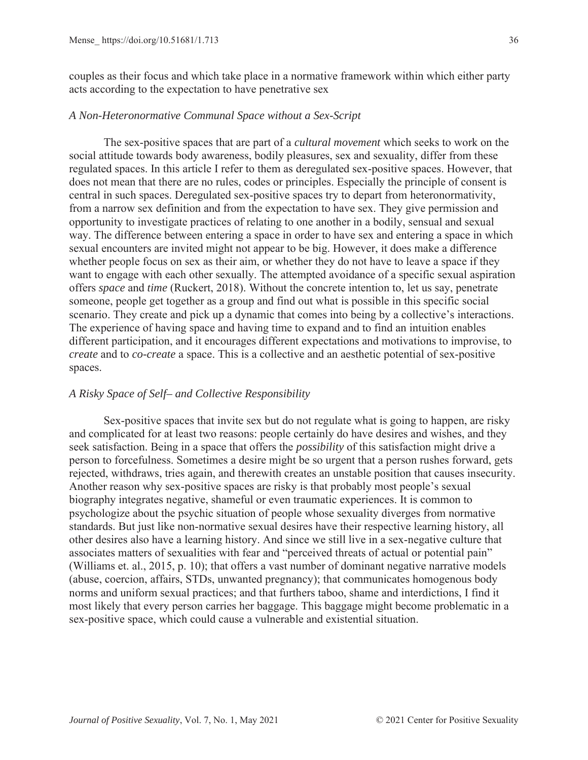couples as their focus and which take place in a normative framework within which either party acts according to the expectation to have penetrative sex

### *A Non-Heteronormative Communal Space without a Sex-Script*

The sex-positive spaces that are part of a *cultural movement* which seeks to work on the social attitude towards body awareness, bodily pleasures, sex and sexuality, differ from these regulated spaces. In this article I refer to them as deregulated sex-positive spaces. However, that does not mean that there are no rules, codes or principles. Especially the principle of consent is central in such spaces. Deregulated sex-positive spaces try to depart from heteronormativity, from a narrow sex definition and from the expectation to have sex. They give permission and opportunity to investigate practices of relating to one another in a bodily, sensual and sexual way. The difference between entering a space in order to have sex and entering a space in which sexual encounters are invited might not appear to be big. However, it does make a difference whether people focus on sex as their aim, or whether they do not have to leave a space if they want to engage with each other sexually. The attempted avoidance of a specific sexual aspiration offers *space* and *time* (Ruckert, 2018). Without the concrete intention to, let us say, penetrate someone, people get together as a group and find out what is possible in this specific social scenario. They create and pick up a dynamic that comes into being by a collective's interactions. The experience of having space and having time to expand and to find an intuition enables different participation, and it encourages different expectations and motivations to improvise, to *create* and to *co-create* a space. This is a collective and an aesthetic potential of sex-positive spaces.

### *A Risky Space of Self– and Collective Responsibility*

Sex-positive spaces that invite sex but do not regulate what is going to happen, are risky and complicated for at least two reasons: people certainly do have desires and wishes, and they seek satisfaction. Being in a space that offers the *possibility* of this satisfaction might drive a person to forcefulness. Sometimes a desire might be so urgent that a person rushes forward, gets rejected, withdraws, tries again, and therewith creates an unstable position that causes insecurity. Another reason why sex-positive spaces are risky is that probably most people's sexual biography integrates negative, shameful or even traumatic experiences. It is common to psychologize about the psychic situation of people whose sexuality diverges from normative standards. But just like non-normative sexual desires have their respective learning history, all other desires also have a learning history. And since we still live in a sex-negative culture that associates matters of sexualities with fear and "perceived threats of actual or potential pain" (Williams et. al., 2015, p. 10); that offers a vast number of dominant negative narrative models (abuse, coercion, affairs, STDs, unwanted pregnancy); that communicates homogenous body norms and uniform sexual practices; and that furthers taboo, shame and interdictions, I find it most likely that every person carries her baggage. This baggage might become problematic in a sex-positive space, which could cause a vulnerable and existential situation.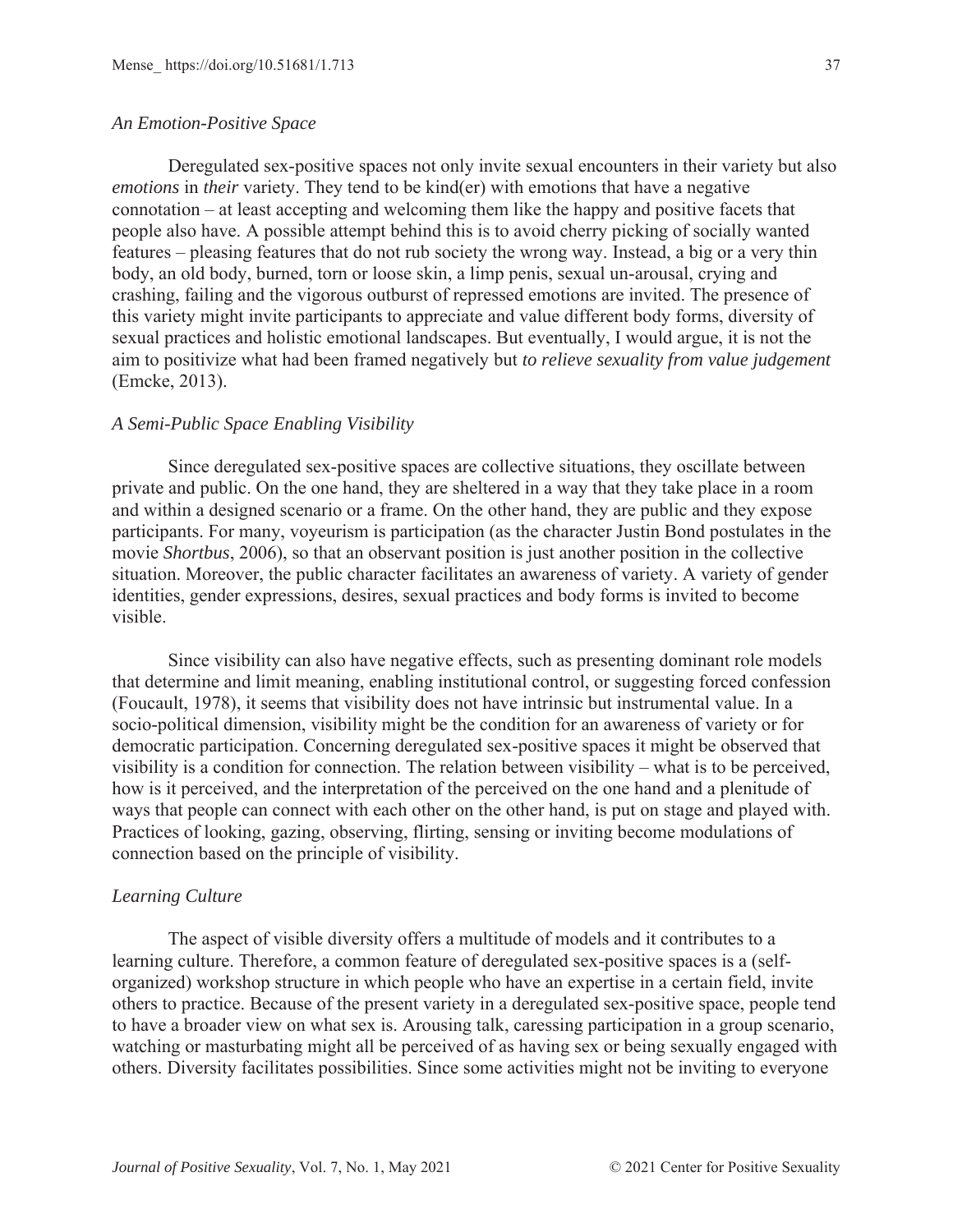### *An Emotion-Positive Space*

Deregulated sex-positive spaces not only invite sexual encounters in their variety but also *emotions* in *their* variety. They tend to be kind(er) with emotions that have a negative connotation – at least accepting and welcoming them like the happy and positive facets that people also have. A possible attempt behind this is to avoid cherry picking of socially wanted features – pleasing features that do not rub society the wrong way. Instead, a big or a very thin body, an old body, burned, torn or loose skin, a limp penis, sexual un-arousal, crying and crashing, failing and the vigorous outburst of repressed emotions are invited. The presence of this variety might invite participants to appreciate and value different body forms, diversity of sexual practices and holistic emotional landscapes. But eventually, I would argue, it is not the aim to positivize what had been framed negatively but *to relieve sexuality from value judgement* (Emcke, 2013).

### *A Semi-Public Space Enabling Visibility*

Since deregulated sex-positive spaces are collective situations, they oscillate between private and public. On the one hand, they are sheltered in a way that they take place in a room and within a designed scenario or a frame. On the other hand, they are public and they expose participants. For many, voyeurism is participation (as the character Justin Bond postulates in the movie *Shortbus*, 2006), so that an observant position is just another position in the collective situation. Moreover, the public character facilitates an awareness of variety. A variety of gender identities, gender expressions, desires, sexual practices and body forms is invited to become visible.

Since visibility can also have negative effects, such as presenting dominant role models that determine and limit meaning, enabling institutional control, or suggesting forced confession (Foucault, 1978), it seems that visibility does not have intrinsic but instrumental value. In a socio-political dimension, visibility might be the condition for an awareness of variety or for democratic participation. Concerning deregulated sex-positive spaces it might be observed that visibility is a condition for connection. The relation between visibility – what is to be perceived, how is it perceived, and the interpretation of the perceived on the one hand and a plenitude of ways that people can connect with each other on the other hand, is put on stage and played with. Practices of looking, gazing, observing, flirting, sensing or inviting become modulations of connection based on the principle of visibility.

### *Learning Culture*

The aspect of visible diversity offers a multitude of models and it contributes to a learning culture. Therefore, a common feature of deregulated sex-positive spaces is a (self-organized) workshop structure in which people who have an expertise in a certain field, invite others to practice. Because of the present variety in a deregulated sex-positive space, people tend to have a broader view on what sex is. Arousing talk, caressing participation in a group scenario, watching or masturbating might all be perceived of as having sex or being sexually engaged with others. Diversity facilitates possibilities. Since some activities might not be inviting to everyone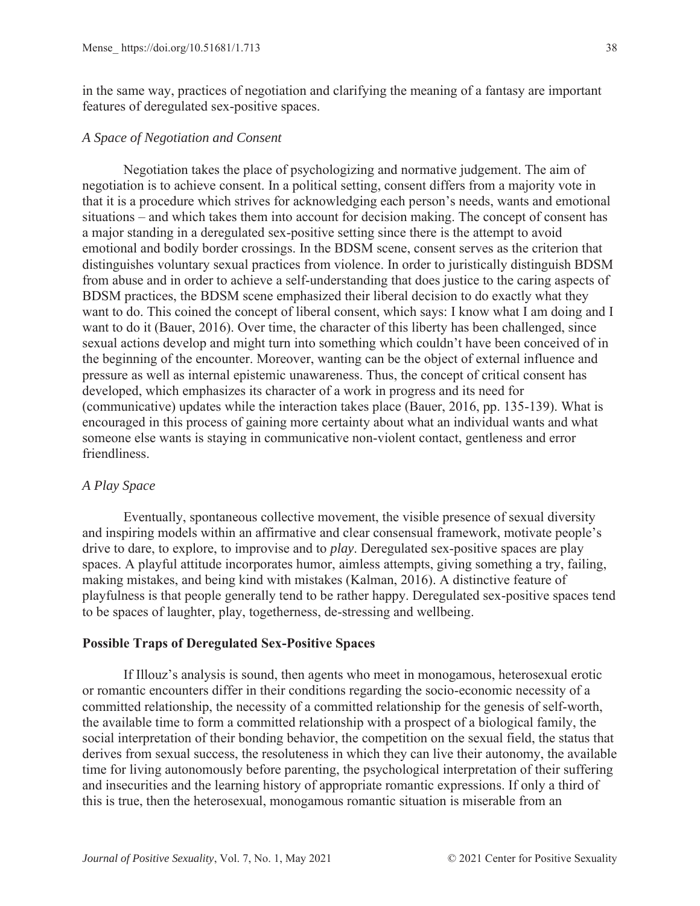in the same way, practices of negotiation and clarifying the meaning of a fantasy are important features of deregulated sex-positive spaces.

### *A Space of Negotiation and Consent*

Negotiation takes the place of psychologizing and normative judgement. The aim of negotiation is to achieve consent. In a political setting, consent differs from a majority vote in that it is a procedure which strives for acknowledging each person's needs, wants and emotional situations – and which takes them into account for decision making. The concept of consent has a major standing in a deregulated sex-positive setting since there is the attempt to avoid emotional and bodily border crossings. In the BDSM scene, consent serves as the criterion that distinguishes voluntary sexual practices from violence. In order to juristically distinguish BDSM from abuse and in order to achieve a self-understanding that does justice to the caring aspects of BDSM practices, the BDSM scene emphasized their liberal decision to do exactly what they want to do. This coined the concept of liberal consent, which says: I know what I am doing and I want to do it (Bauer, 2016). Over time, the character of this liberty has been challenged, since sexual actions develop and might turn into something which couldn't have been conceived of in the beginning of the encounter. Moreover, wanting can be the object of external influence and pressure as well as internal epistemic unawareness. Thus, the concept of critical consent has developed, which emphasizes its character of a work in progress and its need for (communicative) updates while the interaction takes place (Bauer, 2016, pp. 135-139). What is encouraged in this process of gaining more certainty about what an individual wants and what someone else wants is staying in communicative non-violent contact, gentleness and error friendliness.

### *A Play Space*

Eventually, spontaneous collective movement, the visible presence of sexual diversity and inspiring models within an affirmative and clear consensual framework, motivate people's drive to dare, to explore, to improvise and to *play*. Deregulated sex-positive spaces are play spaces. A playful attitude incorporates humor, aimless attempts, giving something a try, failing, making mistakes, and being kind with mistakes (Kalman, 2016). A distinctive feature of playfulness is that people generally tend to be rather happy. Deregulated sex-positive spaces tend to be spaces of laughter, play, togetherness, de-stressing and wellbeing.

## **Possible Traps of Deregulated Sex-Positive Spaces**

If Illouz's analysis is sound, then agents who meet in monogamous, heterosexual erotic or romantic encounters differ in their conditions regarding the socio-economic necessity of a committed relationship, the necessity of a committed relationship for the genesis of self-worth, the available time to form a committed relationship with a prospect of a biological family, the social interpretation of their bonding behavior, the competition on the sexual field, the status that derives from sexual success, the resoluteness in which they can live their autonomy, the available time for living autonomously before parenting, the psychological interpretation of their suffering and insecurities and the learning history of appropriate romantic expressions. If only a third of this is true, then the heterosexual, monogamous romantic situation is miserable from an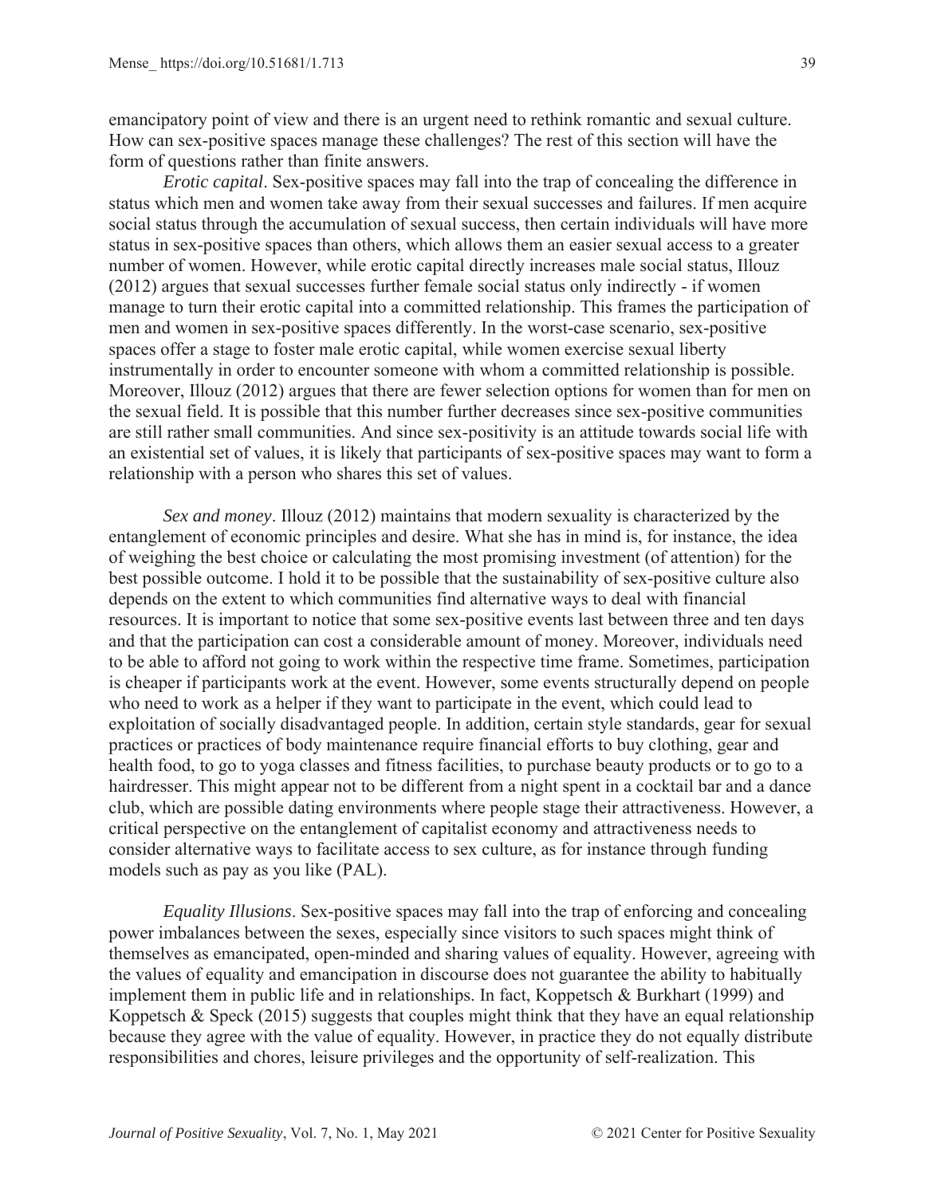emancipatory point of view and there is an urgent need to rethink romantic and sexual culture. How can sex-positive spaces manage these challenges? The rest of this section will have the form of questions rather than finite answers.

*Erotic capital*. Sex-positive spaces may fall into the trap of concealing the difference in status which men and women take away from their sexual successes and failures. If men acquire social status through the accumulation of sexual success, then certain individuals will have more status in sex-positive spaces than others, which allows them an easier sexual access to a greater number of women. However, while erotic capital directly increases male social status, Illouz (2012) argues that sexual successes further female social status only indirectly - if women manage to turn their erotic capital into a committed relationship. This frames the participation of men and women in sex-positive spaces differently. In the worst-case scenario, sex-positive spaces offer a stage to foster male erotic capital, while women exercise sexual liberty instrumentally in order to encounter someone with whom a committed relationship is possible. Moreover, Illouz (2012) argues that there are fewer selection options for women than for men on the sexual field. It is possible that this number further decreases since sex-positive communities are still rather small communities. And since sex-positivity is an attitude towards social life with an existential set of values, it is likely that participants of sex-positive spaces may want to form a relationship with a person who shares this set of values.

*Sex and money*. Illouz (2012) maintains that modern sexuality is characterized by the entanglement of economic principles and desire. What she has in mind is, for instance, the idea of weighing the best choice or calculating the most promising investment (of attention) for the best possible outcome. I hold it to be possible that the sustainability of sex-positive culture also depends on the extent to which communities find alternative ways to deal with financial resources. It is important to notice that some sex-positive events last between three and ten days and that the participation can cost a considerable amount of money. Moreover, individuals need to be able to afford not going to work within the respective time frame. Sometimes, participation is cheaper if participants work at the event. However, some events structurally depend on people who need to work as a helper if they want to participate in the event, which could lead to exploitation of socially disadvantaged people. In addition, certain style standards, gear for sexual practices or practices of body maintenance require financial efforts to buy clothing, gear and health food, to go to yoga classes and fitness facilities, to purchase beauty products or to go to a hairdresser. This might appear not to be different from a night spent in a cocktail bar and a dance club, which are possible dating environments where people stage their attractiveness. However, a critical perspective on the entanglement of capitalist economy and attractiveness needs to consider alternative ways to facilitate access to sex culture, as for instance through funding models such as pay as you like (PAL).

*Equality Illusions*. Sex-positive spaces may fall into the trap of enforcing and concealing power imbalances between the sexes, especially since visitors to such spaces might think of themselves as emancipated, open-minded and sharing values of equality. However, agreeing with the values of equality and emancipation in discourse does not guarantee the ability to habitually implement them in public life and in relationships. In fact, Koppetsch & Burkhart (1999) and Koppetsch & Speck (2015) suggests that couples might think that they have an equal relationship because they agree with the value of equality. However, in practice they do not equally distribute responsibilities and chores, leisure privileges and the opportunity of self-realization. This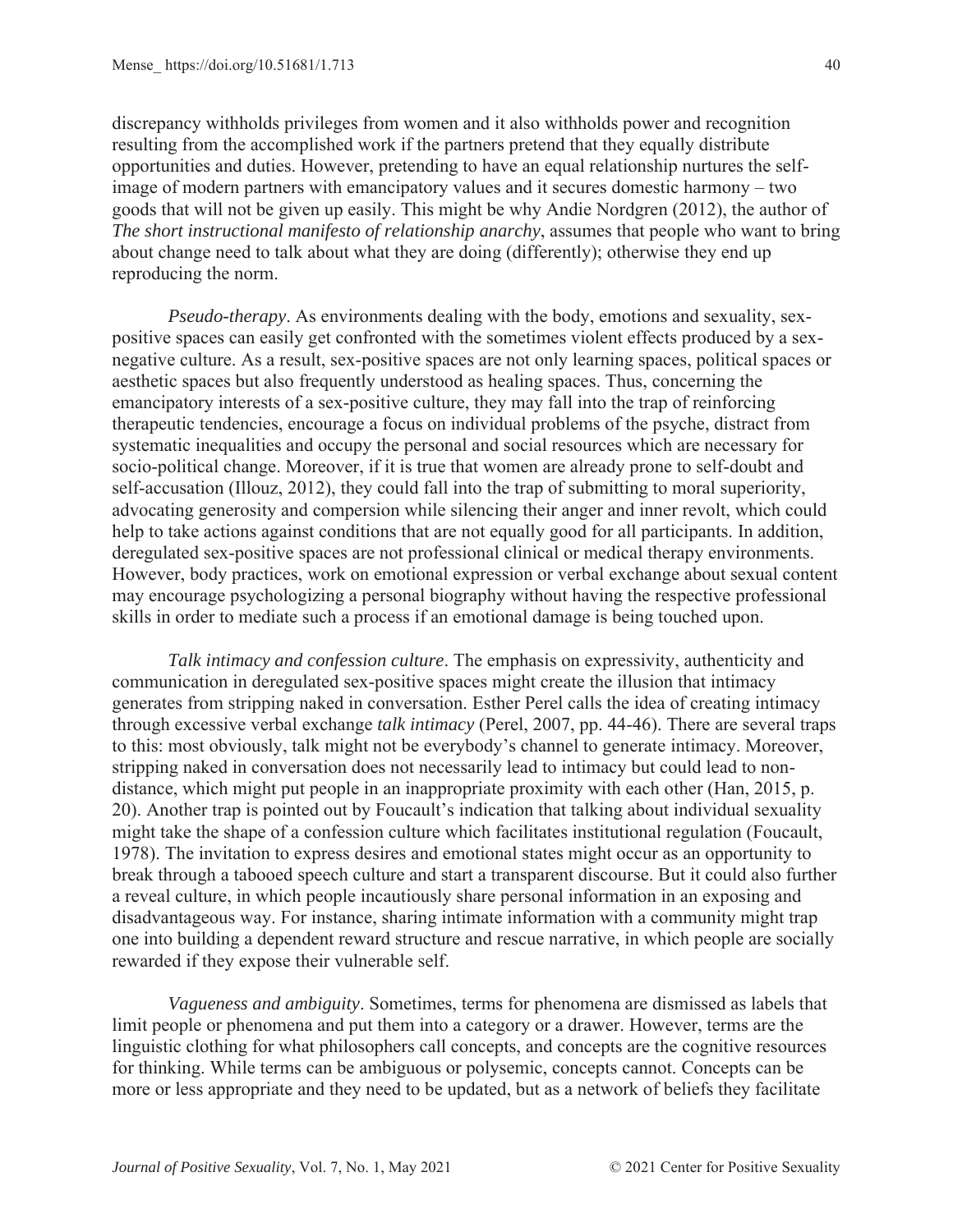discrepancy withholds privileges from women and it also withholds power and recognition resulting from the accomplished work if the partners pretend that they equally distribute opportunities and duties. However, pretending to have an equal relationship nurtures the self-image of modern partners with emancipatory values and it secures domestic harmony – two goods that will not be given up easily. This might be why Andie Nordgren (2012), the author of *The short instructional manifesto of relationship anarchy*, assumes that people who want to bring about change need to talk about what they are doing (differently); otherwise they end up reproducing the norm.

*Pseudo-therapy*. As environments dealing with the body, emotions and sexuality, sex-positive spaces can easily get confronted with the sometimes violent effects produced by a sex-negative culture. As a result, sex-positive spaces are not only learning spaces, political spaces or aesthetic spaces but also frequently understood as healing spaces. Thus, concerning the emancipatory interests of a sex-positive culture, they may fall into the trap of reinforcing therapeutic tendencies, encourage a focus on individual problems of the psyche, distract from systematic inequalities and occupy the personal and social resources which are necessary for socio-political change. Moreover, if it is true that women are already prone to self-doubt and self-accusation (Illouz, 2012), they could fall into the trap of submitting to moral superiority, advocating generosity and compersion while silencing their anger and inner revolt, which could help to take actions against conditions that are not equally good for all participants. In addition, deregulated sex-positive spaces are not professional clinical or medical therapy environments. However, body practices, work on emotional expression or verbal exchange about sexual content may encourage psychologizing a personal biography without having the respective professional skills in order to mediate such a process if an emotional damage is being touched upon.

*Talk intimacy and confession culture*. The emphasis on expressivity, authenticity and communication in deregulated sex-positive spaces might create the illusion that intimacy generates from stripping naked in conversation. Esther Perel calls the idea of creating intimacy through excessive verbal exchange *talk intimacy* (Perel, 2007, pp. 44-46). There are several traps to this: most obviously, talk might not be everybody's channel to generate intimacy. Moreover, stripping naked in conversation does not necessarily lead to intimacy but could lead to non-distance, which might put people in an inappropriate proximity with each other (Han, 2015, p. 20). Another trap is pointed out by Foucault's indication that talking about individual sexuality might take the shape of a confession culture which facilitates institutional regulation (Foucault, 1978). The invitation to express desires and emotional states might occur as an opportunity to break through a tabooed speech culture and start a transparent discourse. But it could also further a reveal culture, in which people incautiously share personal information in an exposing and disadvantageous way. For instance, sharing intimate information with a community might trap one into building a dependent reward structure and rescue narrative, in which people are socially rewarded if they expose their vulnerable self.

*Vagueness and ambiguity*. Sometimes, terms for phenomena are dismissed as labels that limit people or phenomena and put them into a category or a drawer. However, terms are the linguistic clothing for what philosophers call concepts, and concepts are the cognitive resources for thinking. While terms can be ambiguous or polysemic, concepts cannot. Concepts can be more or less appropriate and they need to be updated, but as a network of beliefs they facilitate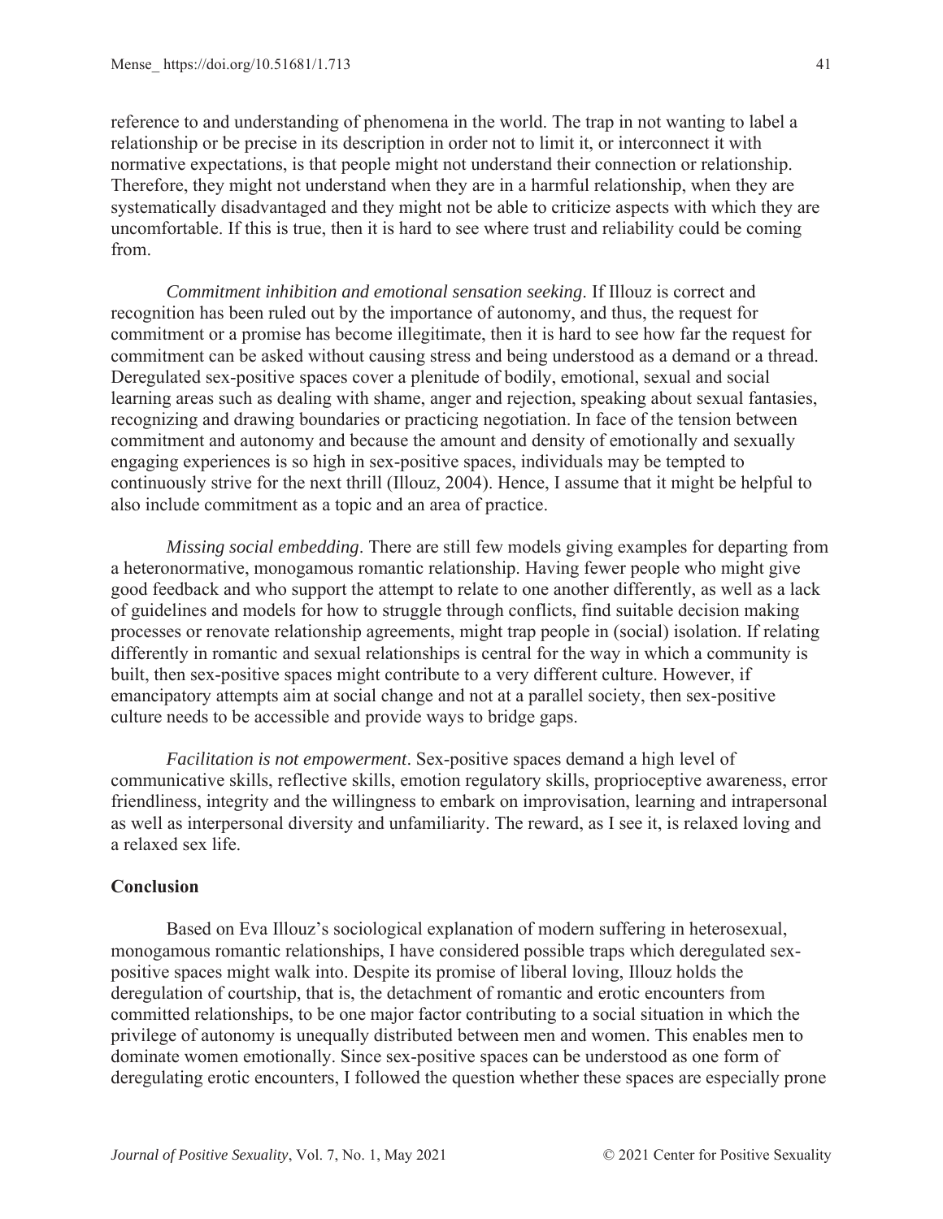reference to and understanding of phenomena in the world. The trap in not wanting to label a relationship or be precise in its description in order not to limit it, or interconnect it with normative expectations, is that people might not understand their connection or relationship. Therefore, they might not understand when they are in a harmful relationship, when they are systematically disadvantaged and they might not be able to criticize aspects with which they are uncomfortable. If this is true, then it is hard to see where trust and reliability could be coming from.

*Commitment inhibition and emotional sensation seeking*. If Illouz is correct and recognition has been ruled out by the importance of autonomy, and thus, the request for commitment or a promise has become illegitimate, then it is hard to see how far the request for commitment can be asked without causing stress and being understood as a demand or a thread. Deregulated sex-positive spaces cover a plenitude of bodily, emotional, sexual and social learning areas such as dealing with shame, anger and rejection, speaking about sexual fantasies, recognizing and drawing boundaries or practicing negotiation. In face of the tension between commitment and autonomy and because the amount and density of emotionally and sexually engaging experiences is so high in sex-positive spaces, individuals may be tempted to continuously strive for the next thrill (Illouz, 2004). Hence, I assume that it might be helpful to also include commitment as a topic and an area of practice.

*Missing social embedding*. There are still few models giving examples for departing from a heteronormative, monogamous romantic relationship. Having fewer people who might give good feedback and who support the attempt to relate to one another differently, as well as a lack of guidelines and models for how to struggle through conflicts, find suitable decision making processes or renovate relationship agreements, might trap people in (social) isolation. If relating differently in romantic and sexual relationships is central for the way in which a community is built, then sex-positive spaces might contribute to a very different culture. However, if emancipatory attempts aim at social change and not at a parallel society, then sex-positive culture needs to be accessible and provide ways to bridge gaps.

*Facilitation is not empowerment*. Sex-positive spaces demand a high level of communicative skills, reflective skills, emotion regulatory skills, proprioceptive awareness, error friendliness, integrity and the willingness to embark on improvisation, learning and intrapersonal as well as interpersonal diversity and unfamiliarity. The reward, as I see it, is relaxed loving and a relaxed sex life.

## Conclusion

Based on Eva Illouz's sociological explanation of modern suffering in heterosexual, monogamous romantic relationships, I have considered possible traps which deregulated sex-positive spaces might walk into. Despite its promise of liberal loving, Illouz holds the deregulation of courtship, that is, the detachment of romantic and erotic encounters from committed relationships, to be one major factor contributing to a social situation in which the privilege of autonomy is unequally distributed between men and women. This enables men to dominate women emotionally. Since sex-positive spaces can be understood as one form of deregulating erotic encounters, I followed the question whether these spaces are especially prone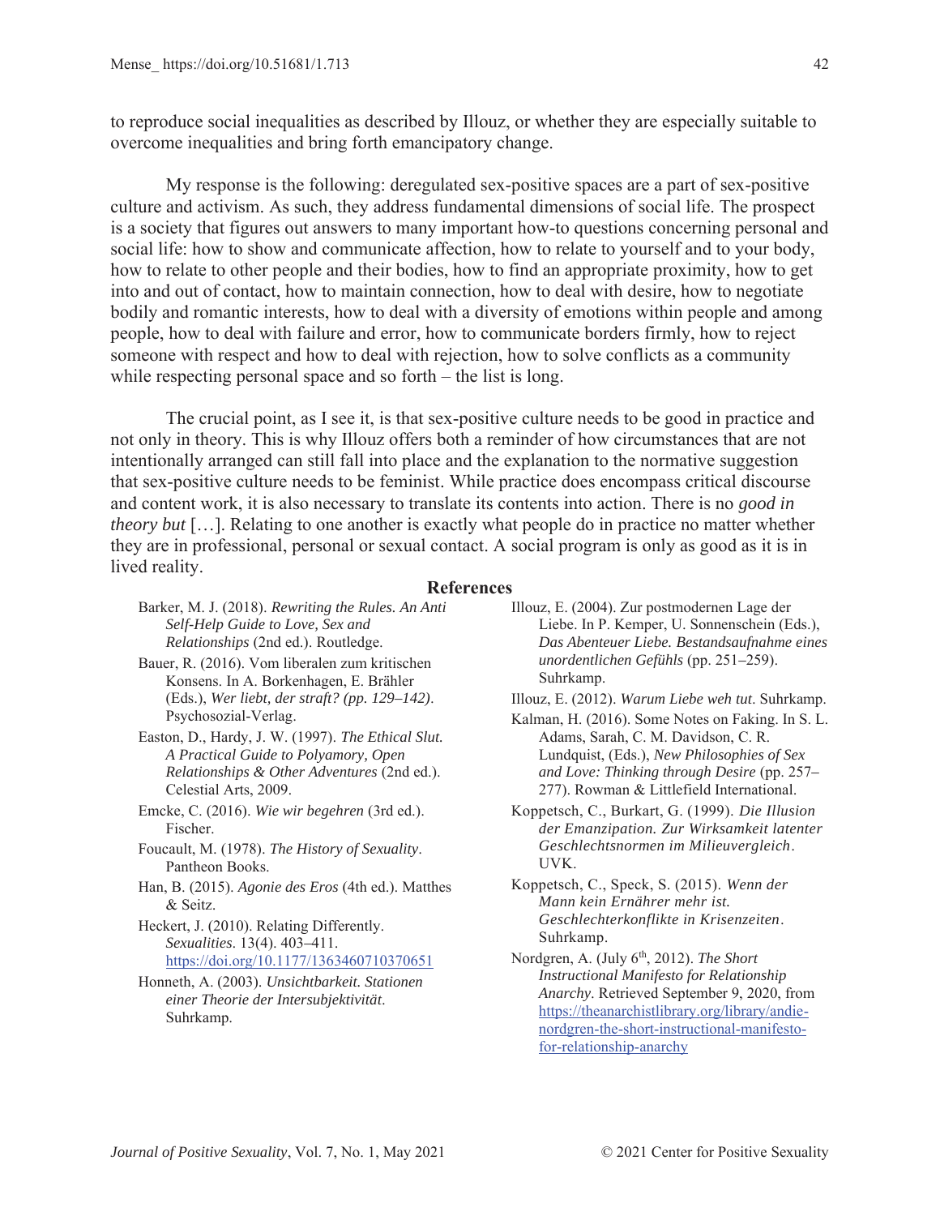to reproduce social inequalities as described by Illouz, or whether they are especially suitable to overcome inequalities and bring forth emancipatory change.

My response is the following: deregulated sex-positive spaces are a part of sex-positive culture and activism. As such, they address fundamental dimensions of social life. The prospect is a society that figures out answers to many important how-to questions concerning personal and social life: how to show and communicate affection, how to relate to yourself and to your body, how to relate to other people and their bodies, how to find an appropriate proximity, how to get into and out of contact, how to maintain connection, how to deal with desire, how to negotiate bodily and romantic interests, how to deal with a diversity of emotions within people and among people, how to deal with failure and error, how to communicate borders firmly, how to reject someone with respect and how to deal with rejection, how to solve conflicts as a community while respecting personal space and so forth – the list is long.

The crucial point, as I see it, is that sex-positive culture needs to be good in practice and not only in theory. This is why Illouz offers both a reminder of how circumstances that are not intentionally arranged can still fall into place and the explanation to the normative suggestion that sex-positive culture needs to be feminist. While practice does encompass critical discourse and content work, it is also necessary to translate its contents into action. There is no *good in theory but* […]. Relating to one another is exactly what people do in practice no matter whether they are in professional, personal or sexual contact. A social program is only as good as it is in lived reality.

## References

Barker, M. J. (2018). *Rewriting the Rules. An Anti Self-Help Guide to Love, Sex and Relationships* (2nd ed.). Routledge.

Bauer, R. (2016). Vom liberalen zum kritischen Konsens. In A. Borkenhagen, E. Brähler (Eds.), *Wer liebt, der straft? (pp. 129–142)*. Psychosozial-Verlag.

Easton, D., Hardy, J. W. (1997). *The Ethical Slut. A Practical Guide to Polyamory, Open Relationships & Other Adventures* (2nd ed.). Celestial Arts, 2009.

Emcke, C. (2016). *Wie wir begehren* (3rd ed.). Fischer.

Foucault, M. (1978). *The History of Sexuality*. Pantheon Books.

Han, B. (2015). *Agonie des Eros* (4th ed.). Matthes & Seitz.

Heckert, J. (2010). Relating Differently. *Sexualities*. 13(4). 403–411. https://doi.org/10.1177/1363460710370651

Honneth, A. (2003). *Unsichtbarkeit. Stationen einer Theorie der Intersubjektivität*. Suhrkamp.

Illouz, E. (2004). Zur postmodernen Lage der Liebe. In P. Kemper, U. Sonnenschein (Eds.), *Das Abenteuer Liebe. Bestandsaufnahme eines unordentlichen Gefühls* (pp. 251–259). Suhrkamp.

Illouz, E. (2012). *Warum Liebe weh tut*. Suhrkamp.

Kalman, H. (2016). Some Notes on Faking. In S. L. Adams, Sarah, C. M. Davidson, C. R. Lundquist, (Eds.), *New Philosophies of Sex and Love: Thinking through Desire* (pp. 257–277). Rowman & Littlefield International.

Koppetsch, C., Burkart, G. (1999). *Die Illusion der Emanzipation. Zur Wirksamkeit latenter Geschlechtsnormen im Milieuvergleich*. UVK.

Koppetsch, C., Speck, S. (2015). *Wenn der Mann kein Ernährer mehr ist. Geschlechterkonflikte in Krisenzeiten*. Suhrkamp.

Nordgren, A. (July 6th, 2012). *The Short Instructional Manifesto for Relationship Anarchy*. Retrieved September 9, 2020, from https://theanarchistlibrary.org/library/andie-nordgren-the-short-instructional-manifesto-for-relationship-anarchy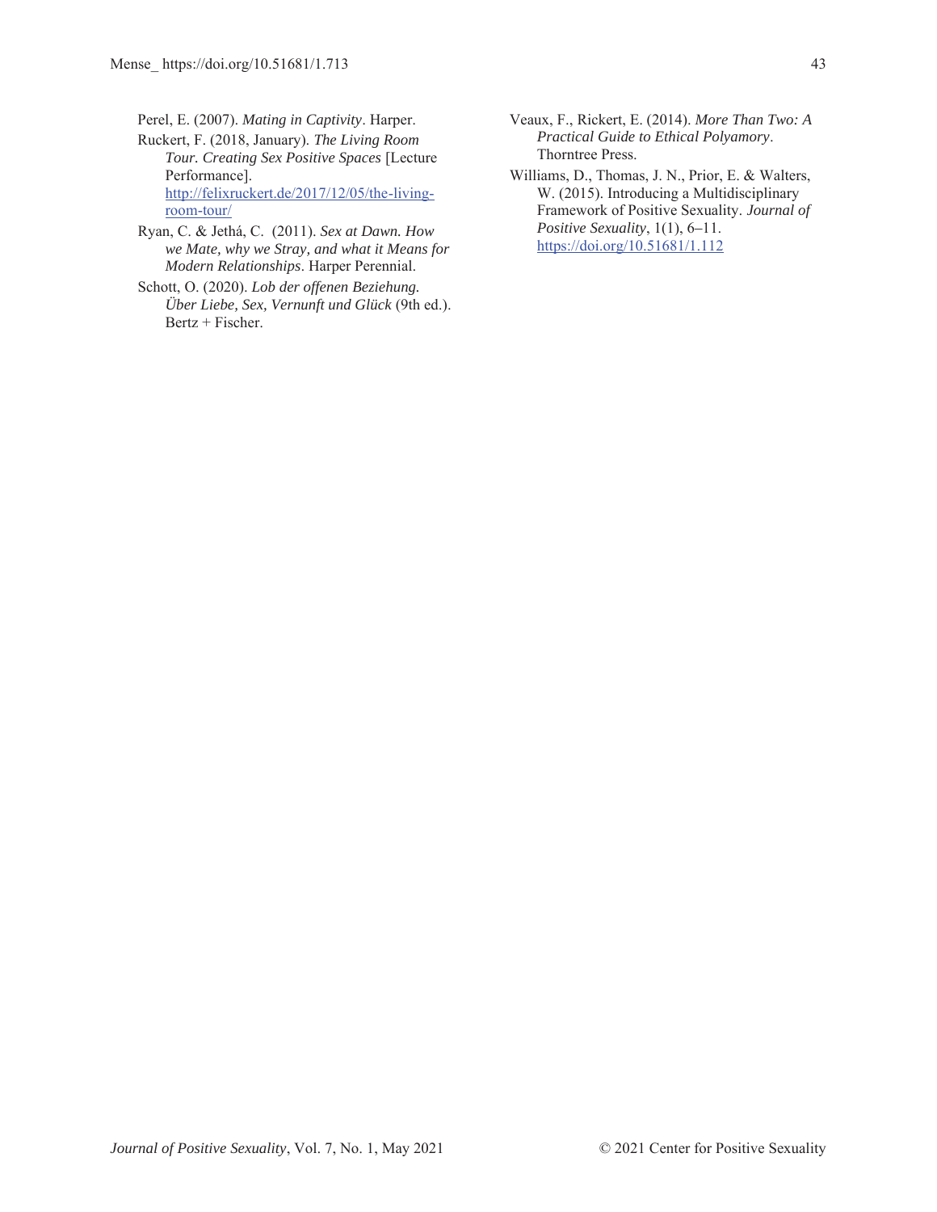Perel, E. (2007). *Mating in Captivity*. Harper.

Ruckert, F. (2018, January). *The Living Room Tour. Creating Sex Positive Spaces* [Lecture Performance]. http://felixruckert.de/2017/12/05/the-living-room-tour/

Ryan, C. & Jethá, C. (2011). *Sex at Dawn. How we Mate, why we Stray, and what it Means for Modern Relationships*. Harper Perennial.

Schott, O. (2020). *Lob der offenen Beziehung. Über Liebe, Sex, Vernunft und Glück* (9th ed.). Bertz + Fischer.

Veaux, F., Rickert, E. (2014). *More Than Two: A Practical Guide to Ethical Polyamory*. Thorntree Press.

Williams, D., Thomas, J. N., Prior, E. & Walters, W. (2015). Introducing a Multidisciplinary Framework of Positive Sexuality. *Journal of Positive Sexuality*, 1(1), 6–11. https://doi.org/10.51681/1.112